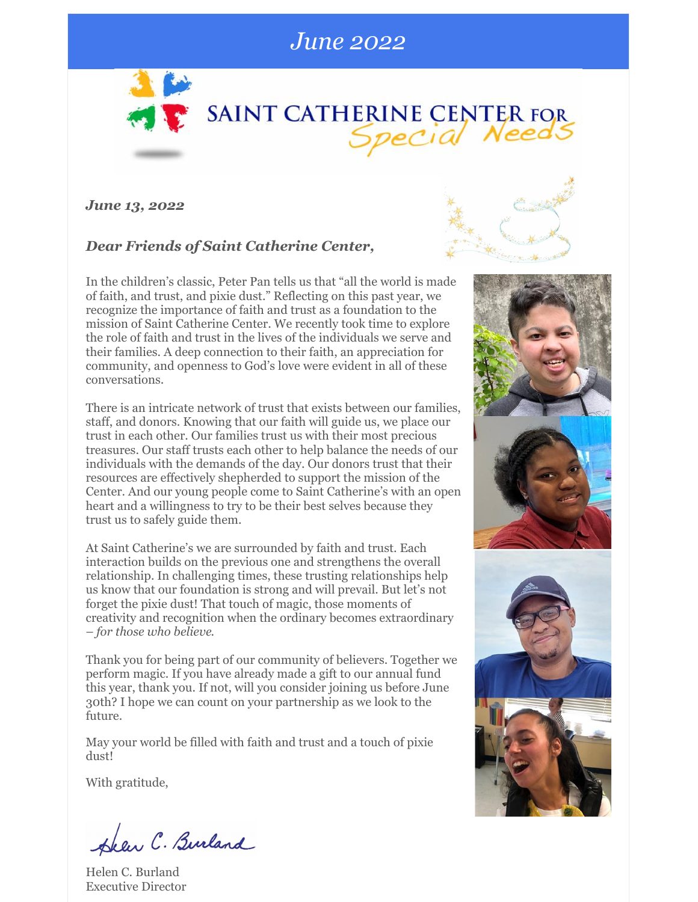# *June 2022*

SAINT CATHERINE CENTER FOR *Special Needs*

***June 13, 2022***

***Dear Friends of Saint Catherine Center,***

In the children's classic, Peter Pan tells us that "all the world is made of faith, and trust, and pixie dust." Reflecting on this past year, we recognize the importance of faith and trust as a foundation to the mission of Saint Catherine Center. We recently took time to explore the role of faith and trust in the lives of the individuals we serve and their families. A deep connection to their faith, an appreciation for community, and openness to God's love were evident in all of these conversations.

There is an intricate network of trust that exists between our families, staff, and donors. Knowing that our faith will guide us, we place our trust in each other. Our families trust us with their most precious treasures. Our staff trusts each other to help balance the needs of our individuals with the demands of the day. Our donors trust that their resources are effectively shepherded to support the mission of the Center. And our young people come to Saint Catherine's with an open heart and a willingness to try to be their best selves because they trust us to safely guide them.

At Saint Catherine's we are surrounded by faith and trust. Each interaction builds on the previous one and strengthens the overall relationship. In challenging times, these trusting relationships help us know that our foundation is strong and will prevail. But let's not forget the pixie dust! That touch of magic, those moments of creativity and recognition when the ordinary becomes extraordinary – *for those who believe.*

Thank you for being part of our community of believers. Together we perform magic. If you have already made a gift to our annual fund this year, thank you. If not, will you consider joining us before June 30th? I hope we can count on your partnership as we look to the future.

May your world be filled with faith and trust and a touch of pixie dust!

With gratitude,

Helen C. Burland

Helen C. Burland
Executive Director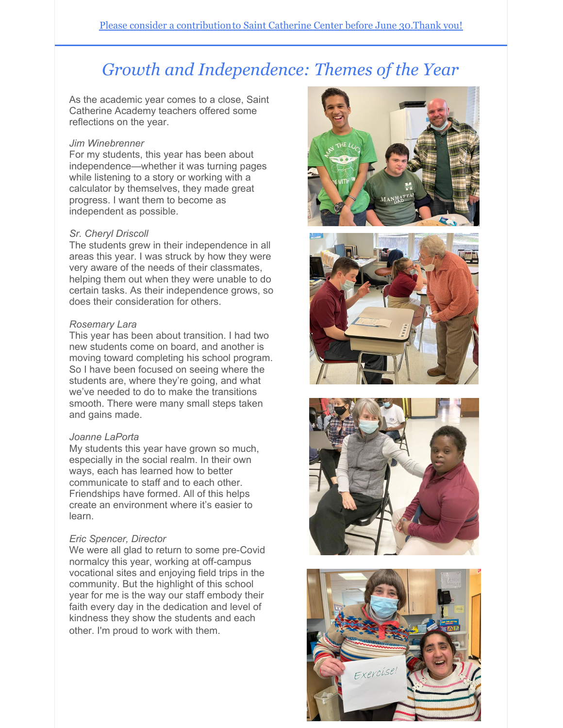[Please consider a contribution to Saint Catherine Center before June 30.Thank you!]

# *Growth and Independence: Themes of the Year*

As the academic year comes to a close, Saint Catherine Academy teachers offered some reflections on the year.

*Jim Winebrenner*
For my students, this year has been about independence—whether it was turning pages while listening to a story or working with a calculator by themselves, they made great progress. I want them to become as independent as possible.

*Sr. Cheryl Driscoll*
The students grew in their independence in all areas this year. I was struck by how they were very aware of the needs of their classmates, helping them out when they were unable to do certain tasks. As their independence grows, so does their consideration for others.

*Rosemary Lara*
This year has been about transition. I had two new students come on board, and another is moving toward completing his school program. So I have been focused on seeing where the students are, where they're going, and what we've needed to do to make the transitions smooth. There were many small steps taken and gains made.

*Joanne LaPorta*
My students this year have grown so much, especially in the social realm. In their own ways, each has learned how to better communicate to staff and to each other. Friendships have formed. All of this helps create an environment where it's easier to learn.

*Eric Spencer, Director*
We were all glad to return to some pre-Covid normalcy this year, working at off-campus vocational sites and enjoying field trips in the community. But the highlight of this school year for me is the way our staff embody their faith every day in the dedication and level of kindness they show the students and each other. I'm proud to work with them.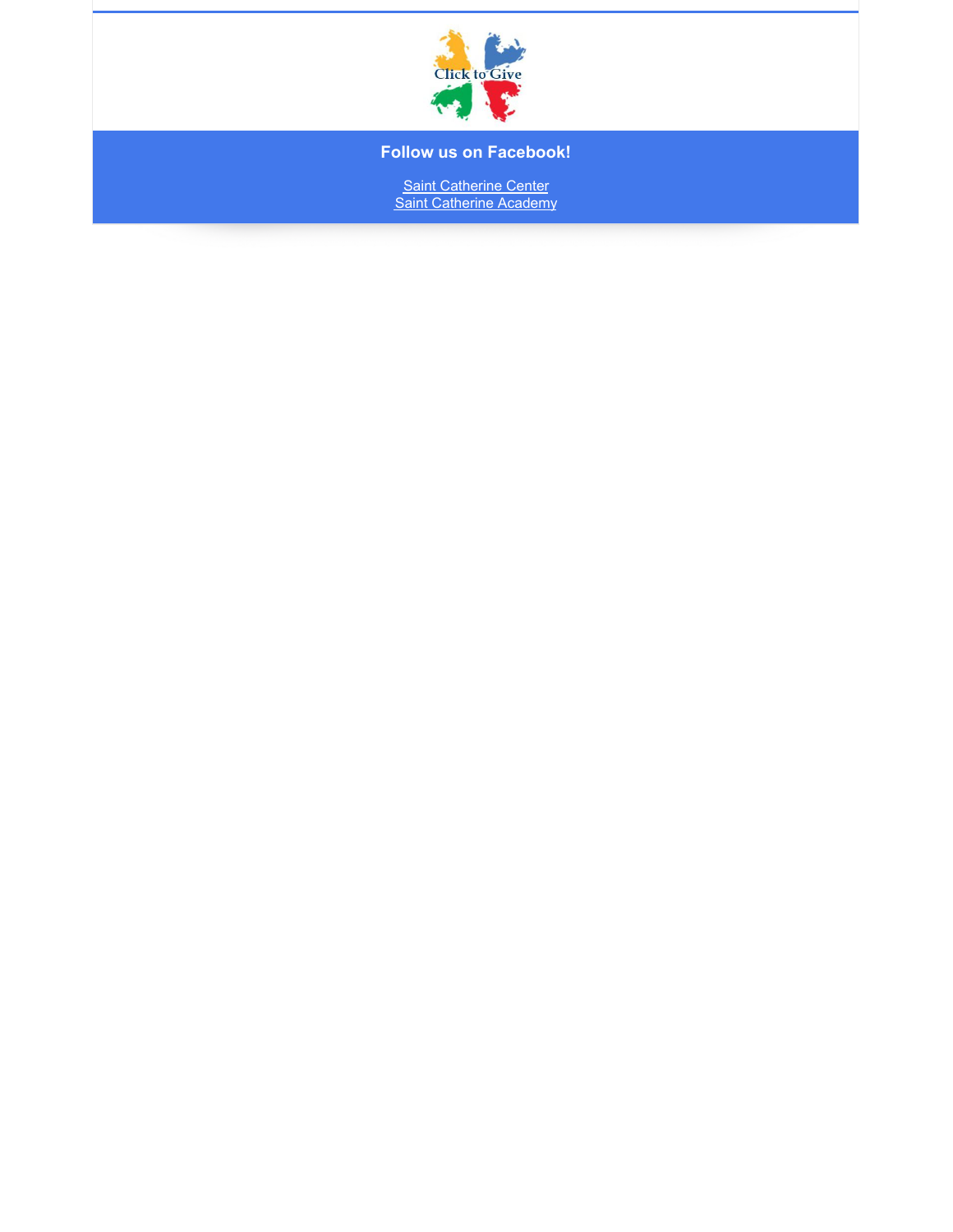Click to Give

**Follow us on Facebook!**

Saint Catherine Center
Saint Catherine Academy